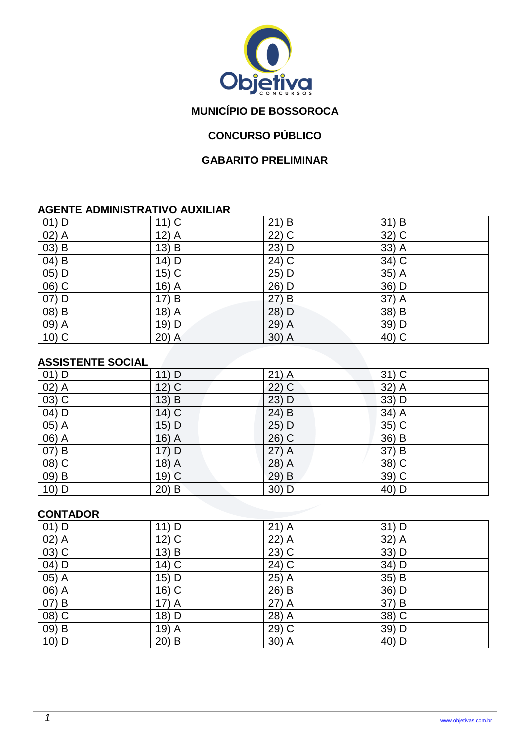**MUNICÍPIO DE BOSSOROCA**

**CONCURSO PÚBLICO**

**GABARITO PRELIMINAR**

## AGENTE ADMINISTRATIVO AUXILIAR

| | | | |
|---|---|---|---|
| 01) D | 11) C | 21) B | 31) B |
| 02) A | 12) A | 22) C | 32) C |
| 03) B | 13) B | 23) D | 33) A |
| 04) B | 14) D | 24) C | 34) C |
| 05) D | 15) C | 25) D | 35) A |
| 06) C | 16) A | 26) D | 36) D |
| 07) D | 17) B | 27) B | 37) A |
| 08) B | 18) A | 28) D | 38) B |
| 09) A | 19) D | 29) A | 39) D |
| 10) C | 20) A | 30) A | 40) C |

## ASSISTENTE SOCIAL

| | | | |
|---|---|---|---|
| 01) D | 11) D | 21) A | 31) C |
| 02) A | 12) C | 22) C | 32) A |
| 03) C | 13) B | 23) D | 33) D |
| 04) D | 14) C | 24) B | 34) A |
| 05) A | 15) D | 25) D | 35) C |
| 06) A | 16) A | 26) C | 36) B |
| 07) B | 17) D | 27) A | 37) B |
| 08) C | 18) A | 28) A | 38) C |
| 09) B | 19) C | 29) B | 39) C |
| 10) D | 20) B | 30) D | 40) D |

## CONTADOR

| | | | |
|---|---|---|---|
| 01) D | 11) D | 21) A | 31) D |
| 02) A | 12) C | 22) A | 32) A |
| 03) C | 13) B | 23) C | 33) D |
| 04) D | 14) C | 24) C | 34) D |
| 05) A | 15) D | 25) A | 35) B |
| 06) A | 16) C | 26) B | 36) D |
| 07) B | 17) A | 27) A | 37) B |
| 08) C | 18) D | 28) A | 38) C |
| 09) B | 19) A | 29) C | 39) D |
| 10) D | 20) B | 30) A | 40) D |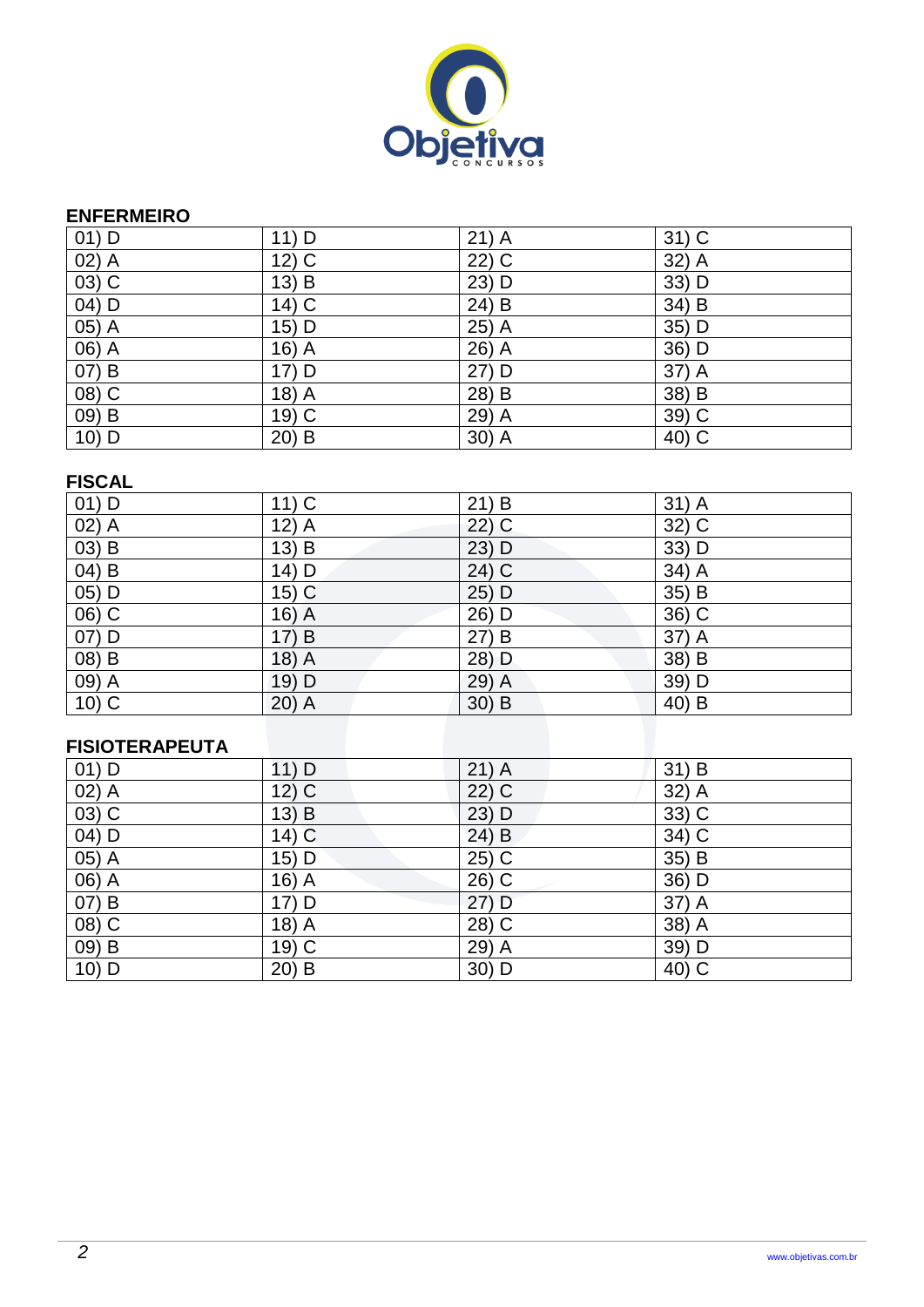**ENFERMEIRO**

| | | | |
|---|---|---|---|
| 01) D | 11) D | 21) A | 31) C |
| 02) A | 12) C | 22) C | 32) A |
| 03) C | 13) B | 23) D | 33) D |
| 04) D | 14) C | 24) B | 34) B |
| 05) A | 15) D | 25) A | 35) D |
| 06) A | 16) A | 26) A | 36) D |
| 07) B | 17) D | 27) D | 37) A |
| 08) C | 18) A | 28) B | 38) B |
| 09) B | 19) C | 29) A | 39) C |
| 10) D | 20) B | 30) A | 40) C |

**FISCAL**

| | | | |
|---|---|---|---|
| 01) D | 11) C | 21) B | 31) A |
| 02) A | 12) A | 22) C | 32) C |
| 03) B | 13) B | 23) D | 33) D |
| 04) B | 14) D | 24) C | 34) A |
| 05) D | 15) C | 25) D | 35) B |
| 06) C | 16) A | 26) D | 36) C |
| 07) D | 17) B | 27) B | 37) A |
| 08) B | 18) A | 28) D | 38) B |
| 09) A | 19) D | 29) A | 39) D |
| 10) C | 20) A | 30) B | 40) B |

**FISIOTERAPEUTA**

| | | | |
|---|---|---|---|
| 01) D | 11) D | 21) A | 31) B |
| 02) A | 12) C | 22) C | 32) A |
| 03) C | 13) B | 23) D | 33) C |
| 04) D | 14) C | 24) B | 34) C |
| 05) A | 15) D | 25) C | 35) B |
| 06) A | 16) A | 26) C | 36) D |
| 07) B | 17) D | 27) D | 37) A |
| 08) C | 18) A | 28) C | 38) A |
| 09) B | 19) C | 29) A | 39) D |
| 10) D | 20) B | 30) D | 40) C |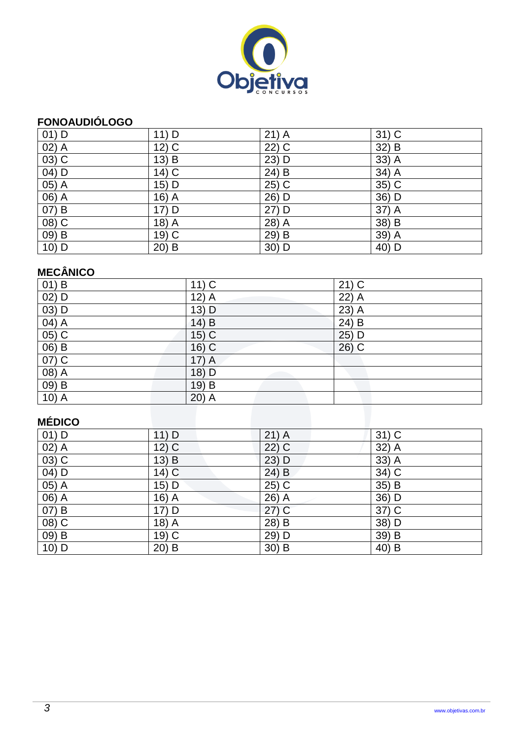## FONOAUDIÓLOGO

| | | | |
|---|---|---|---|
| 01) D | 11) D | 21) A | 31) C |
| 02) A | 12) C | 22) C | 32) B |
| 03) C | 13) B | 23) D | 33) A |
| 04) D | 14) C | 24) B | 34) A |
| 05) A | 15) D | 25) C | 35) C |
| 06) A | 16) A | 26) D | 36) D |
| 07) B | 17) D | 27) D | 37) A |
| 08) C | 18) A | 28) A | 38) B |
| 09) B | 19) C | 29) B | 39) A |
| 10) D | 20) B | 30) D | 40) D |

## MECÂNICO

| | | |
|---|---|---|
| 01) B | 11) C | 21) C |
| 02) D | 12) A | 22) A |
| 03) D | 13) D | 23) A |
| 04) A | 14) B | 24) B |
| 05) C | 15) C | 25) D |
| 06) B | 16) C | 26) C |
| 07) C | 17) A | |
| 08) A | 18) D | |
| 09) B | 19) B | |
| 10) A | 20) A | |

## MÉDICO

| | | | |
|---|---|---|---|
| 01) D | 11) D | 21) A | 31) C |
| 02) A | 12) C | 22) C | 32) A |
| 03) C | 13) B | 23) D | 33) A |
| 04) D | 14) C | 24) B | 34) C |
| 05) A | 15) D | 25) C | 35) B |
| 06) A | 16) A | 26) A | 36) D |
| 07) B | 17) D | 27) C | 37) C |
| 08) C | 18) A | 28) B | 38) D |
| 09) B | 19) C | 29) D | 39) B |
| 10) D | 20) B | 30) B | 40) B |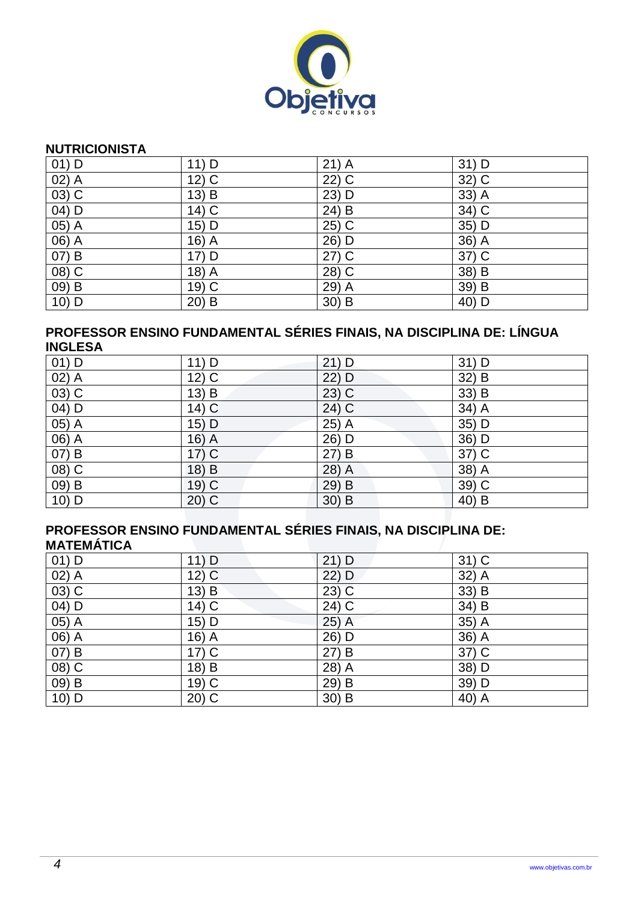**NUTRICIONISTA**

| 01) D | 11) D | 21) A | 31) D |
|---|---|---|---|
| 02) A | 12) C | 22) C | 32) C |
| 03) C | 13) B | 23) D | 33) A |
| 04) D | 14) C | 24) B | 34) C |
| 05) A | 15) D | 25) C | 35) D |
| 06) A | 16) A | 26) D | 36) A |
| 07) B | 17) D | 27) C | 37) C |
| 08) C | 18) A | 28) C | 38) B |
| 09) B | 19) C | 29) A | 39) B |
| 10) D | 20) B | 30) B | 40) D |

**PROFESSOR ENSINO FUNDAMENTAL SÉRIES FINAIS, NA DISCIPLINA DE: LÍNGUA INGLESA**

| 01) D | 11) D | 21) D | 31) D |
|---|---|---|---|
| 02) A | 12) C | 22) D | 32) B |
| 03) C | 13) B | 23) C | 33) B |
| 04) D | 14) C | 24) C | 34) A |
| 05) A | 15) D | 25) A | 35) D |
| 06) A | 16) A | 26) D | 36) D |
| 07) B | 17) C | 27) B | 37) C |
| 08) C | 18) B | 28) A | 38) A |
| 09) B | 19) C | 29) B | 39) C |
| 10) D | 20) C | 30) B | 40) B |

**PROFESSOR ENSINO FUNDAMENTAL SÉRIES FINAIS, NA DISCIPLINA DE: MATEMÁTICA**

| 01) D | 11) D | 21) D | 31) C |
|---|---|---|---|
| 02) A | 12) C | 22) D | 32) A |
| 03) C | 13) B | 23) C | 33) B |
| 04) D | 14) C | 24) C | 34) B |
| 05) A | 15) D | 25) A | 35) A |
| 06) A | 16) A | 26) D | 36) A |
| 07) B | 17) C | 27) B | 37) C |
| 08) C | 18) B | 28) A | 38) D |
| 09) B | 19) C | 29) B | 39) D |
| 10) D | 20) C | 30) B | 40) A |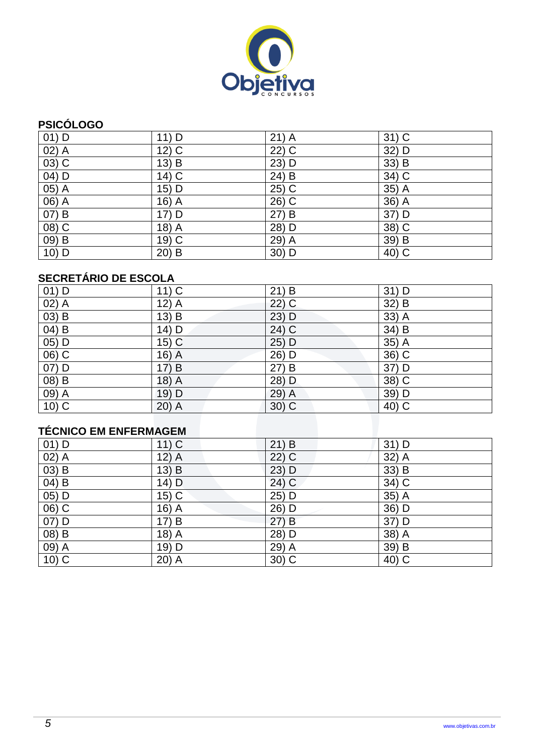## PSICÓLOGO

| | | | |
|---|---|---|---|
| 01) D | 11) D | 21) A | 31) C |
| 02) A | 12) C | 22) C | 32) D |
| 03) C | 13) B | 23) D | 33) B |
| 04) D | 14) C | 24) B | 34) C |
| 05) A | 15) D | 25) C | 35) A |
| 06) A | 16) A | 26) C | 36) A |
| 07) B | 17) D | 27) B | 37) D |
| 08) C | 18) A | 28) D | 38) C |
| 09) B | 19) C | 29) A | 39) B |
| 10) D | 20) B | 30) D | 40) C |

## SECRETÁRIO DE ESCOLA

| | | | |
|---|---|---|---|
| 01) D | 11) C | 21) B | 31) D |
| 02) A | 12) A | 22) C | 32) B |
| 03) B | 13) B | 23) D | 33) A |
| 04) B | 14) D | 24) C | 34) B |
| 05) D | 15) C | 25) D | 35) A |
| 06) C | 16) A | 26) D | 36) C |
| 07) D | 17) B | 27) B | 37) D |
| 08) B | 18) A | 28) D | 38) C |
| 09) A | 19) D | 29) A | 39) D |
| 10) C | 20) A | 30) C | 40) C |

## TÉCNICO EM ENFERMAGEM

| | | | |
|---|---|---|---|
| 01) D | 11) C | 21) B | 31) D |
| 02) A | 12) A | 22) C | 32) A |
| 03) B | 13) B | 23) D | 33) B |
| 04) B | 14) D | 24) C | 34) C |
| 05) D | 15) C | 25) D | 35) A |
| 06) C | 16) A | 26) D | 36) D |
| 07) D | 17) B | 27) B | 37) D |
| 08) B | 18) A | 28) D | 38) A |
| 09) A | 19) D | 29) A | 39) B |
| 10) C | 20) A | 30) C | 40) C |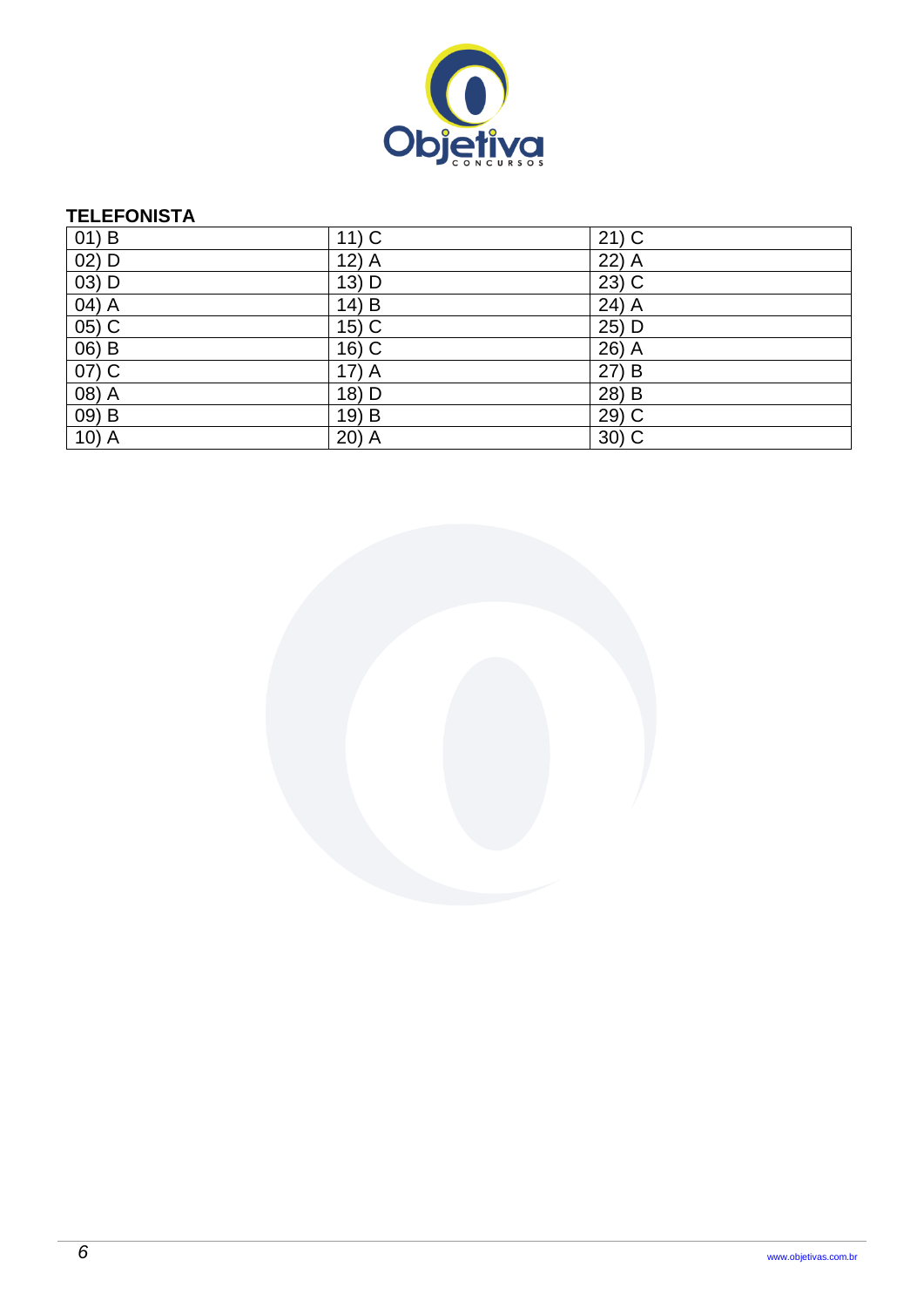**TELEFONISTA**

| | | |
|---|---|---|
| 01) B | 11) C | 21) C |
| 02) D | 12) A | 22) A |
| 03) D | 13) D | 23) C |
| 04) A | 14) B | 24) A |
| 05) C | 15) C | 25) D |
| 06) B | 16) C | 26) A |
| 07) C | 17) A | 27) B |
| 08) A | 18) D | 28) B |
| 09) B | 19) B | 29) C |
| 10) A | 20) A | 30) C |